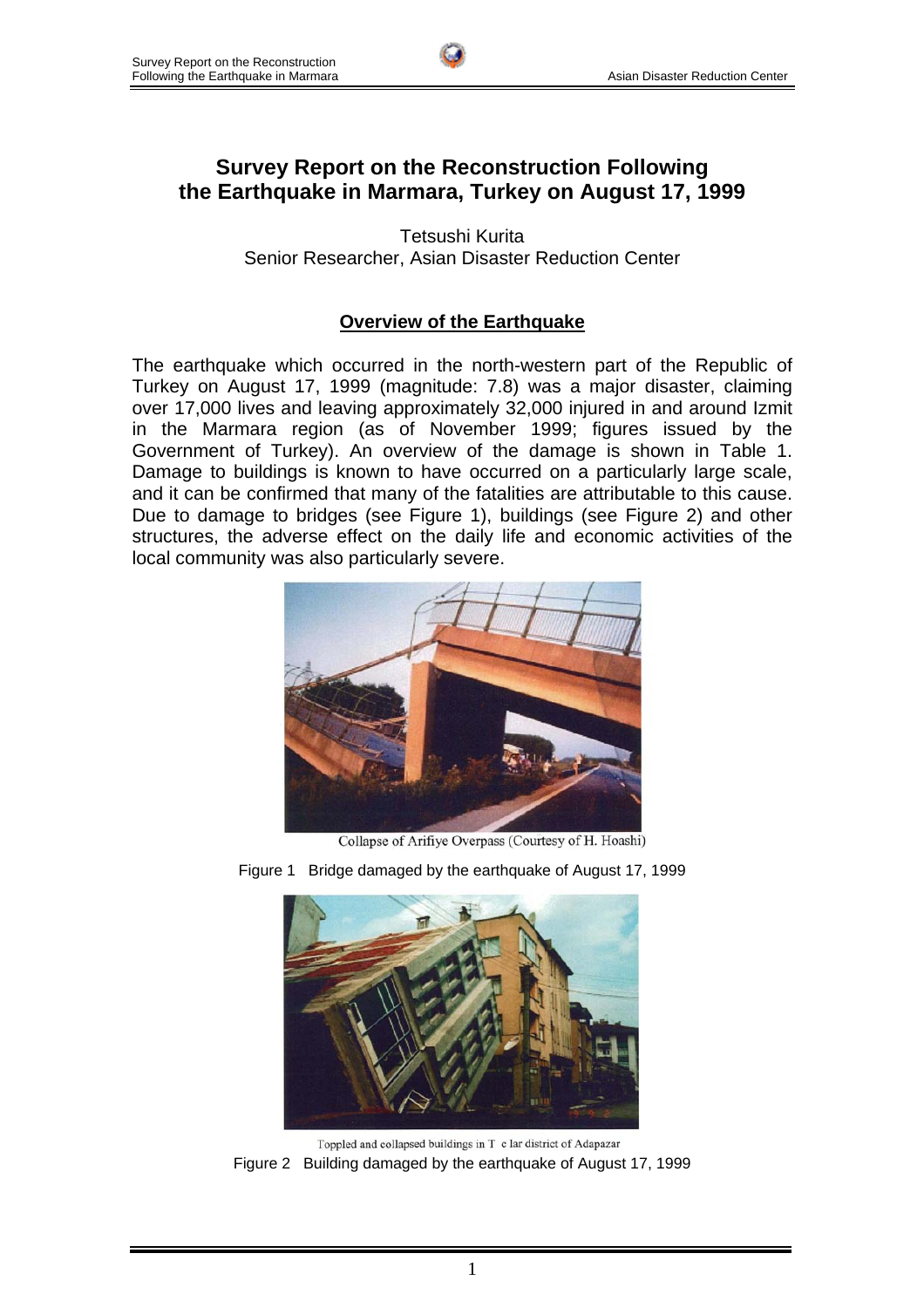# Survey Report on the Reconstruction Following the Earthquake in Marmara, Turkey on August 17, 1999

Tetsushi Kurita
Senior Researcher, Asian Disaster Reduction Center

## Overview of the Earthquake

The earthquake which occurred in the north-western part of the Republic of Turkey on August 17, 1999 (magnitude: 7.8) was a major disaster, claiming over 17,000 lives and leaving approximately 32,000 injured in and around Izmit in the Marmara region (as of November 1999; figures issued by the Government of Turkey). An overview of the damage is shown in Table 1. Damage to buildings is known to have occurred on a particularly large scale, and it can be confirmed that many of the fatalities are attributable to this cause. Due to damage to bridges (see Figure 1), buildings (see Figure 2) and other structures, the adverse effect on the daily life and economic activities of the local community was also particularly severe.

Collapse of Arifiye Overpass (Courtesy of H. Hoashi)

Figure 1 Bridge damaged by the earthquake of August 17, 1999

Toppled and collapsed buildings in T c lar district of Adapazar

Figure 2 Building damaged by the earthquake of August 17, 1999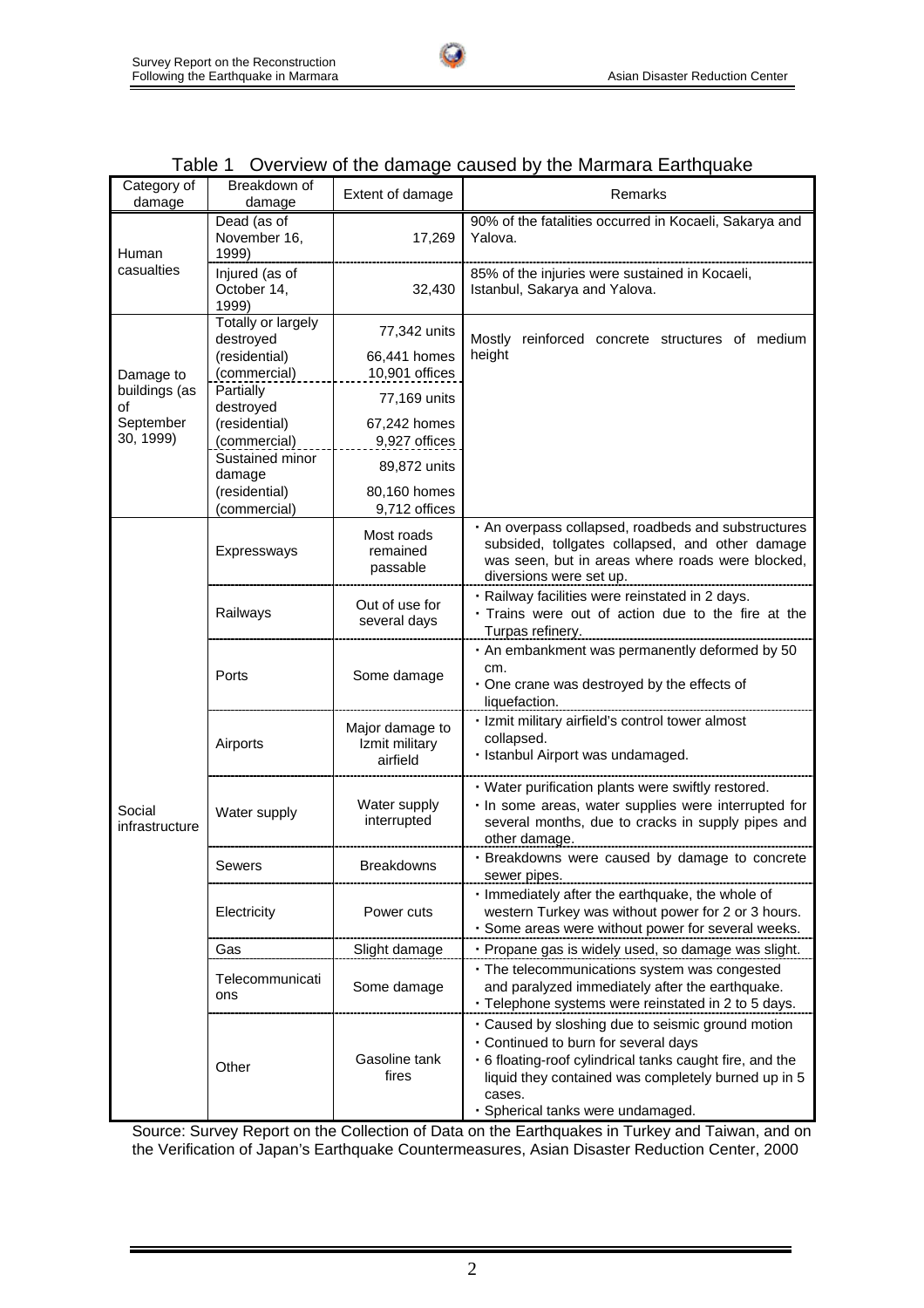Table 1 Overview of the damage caused by the Marmara Earthquake

| Category of damage | Breakdown of damage | Extent of damage | Remarks |
|---|---|---|---|
| Human casualties | Dead (as of November 16, 1999) | 17,269 | 90% of the fatalities occurred in Kocaeli, Sakarya and Yalova. |
| | Injured (as of October 14, 1999) | 32,430 | 85% of the injuries were sustained in Kocaeli, Istanbul, Sakarya and Yalova. |
| Damage to buildings (as of September 30, 1999) | Totally or largely destroyed<br>(residential)<br>(commercial) | 77,342 units<br>66,441 homes<br>10,901 offices | Mostly reinforced concrete structures of medium height |
| | Partially destroyed<br>(residential)<br>(commercial) | 77,169 units<br>67,242 homes<br>9,927 offices | |
| | Sustained minor damage<br>(residential)<br>(commercial) | 89,872 units<br>80,160 homes<br>9,712 offices | |
| Social infrastructure | Expressways | Most roads remained passable | ・An overpass collapsed, roadbeds and substructures subsided, tollgates collapsed, and other damage was seen, but in areas where roads were blocked, diversions were set up. |
| | Railways | Out of use for several days | ・Railway facilities were reinstated in 2 days.<br>・Trains were out of action due to the fire at the Turpas refinery. |
| | Ports | Some damage | ・An embankment was permanently deformed by 50 cm.<br>・One crane was destroyed by the effects of liquefaction. |
| | Airports | Major damage to Izmit military airfield | ・Izmit military airfield's control tower almost collapsed.<br>・Istanbul Airport was undamaged. |
| | Water supply | Water supply interrupted | ・Water purification plants were swiftly restored.<br>・In some areas, water supplies were interrupted for several months, due to cracks in supply pipes and other damage. |
| | Sewers | Breakdowns | ・Breakdowns were caused by damage to concrete sewer pipes. |
| | Electricity | Power cuts | ・Immediately after the earthquake, the whole of western Turkey was without power for 2 or 3 hours.<br>・Some areas were without power for several weeks. |
| | Gas | Slight damage | ・Propane gas is widely used, so damage was slight. |
| | Telecommunications | Some damage | ・The telecommunications system was congested and paralyzed immediately after the earthquake.<br>・Telephone systems were reinstated in 2 to 5 days. |
| | Other | Gasoline tank fires | ・Caused by sloshing due to seismic ground motion<br>・Continued to burn for several days<br>・6 floating-roof cylindrical tanks caught fire, and the liquid they contained was completely burned up in 5 cases.<br>・Spherical tanks were undamaged. |

Source: Survey Report on the Collection of Data on the Earthquakes in Turkey and Taiwan, and on the Verification of Japan's Earthquake Countermeasures, Asian Disaster Reduction Center, 2000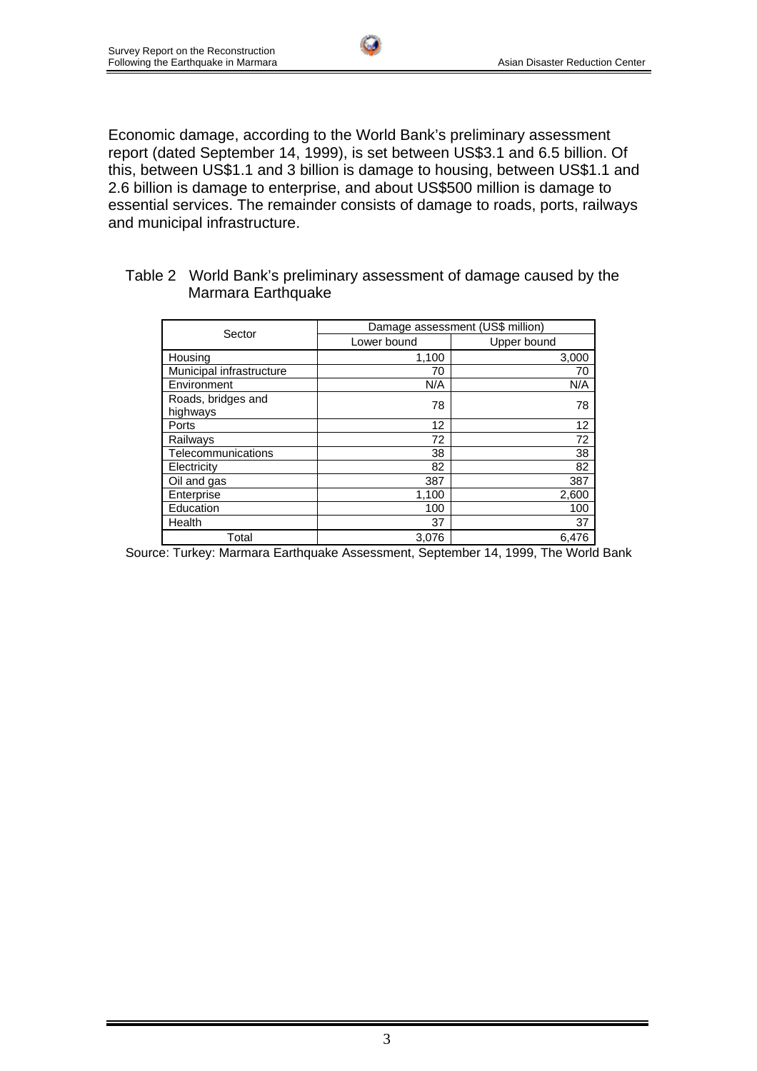Economic damage, according to the World Bank's preliminary assessment report (dated September 14, 1999), is set between US$3.1 and 6.5 billion. Of this, between US$1.1 and 3 billion is damage to housing, between US$1.1 and 2.6 billion is damage to enterprise, and about US$500 million is damage to essential services. The remainder consists of damage to roads, ports, railways and municipal infrastructure.

Table 2 World Bank's preliminary assessment of damage caused by the Marmara Earthquake

| Sector | Damage assessment (US$ million) | |
|---|---|---|
| | Lower bound | Upper bound |
| Housing | 1,100 | 3,000 |
| Municipal infrastructure | 70 | 70 |
| Environment | N/A | N/A |
| Roads, bridges and highways | 78 | 78 |
| Ports | 12 | 12 |
| Railways | 72 | 72 |
| Telecommunications | 38 | 38 |
| Electricity | 82 | 82 |
| Oil and gas | 387 | 387 |
| Enterprise | 1,100 | 2,600 |
| Education | 100 | 100 |
| Health | 37 | 37 |
| Total | 3,076 | 6,476 |

Source: Turkey: Marmara Earthquake Assessment, September 14, 1999, The World Bank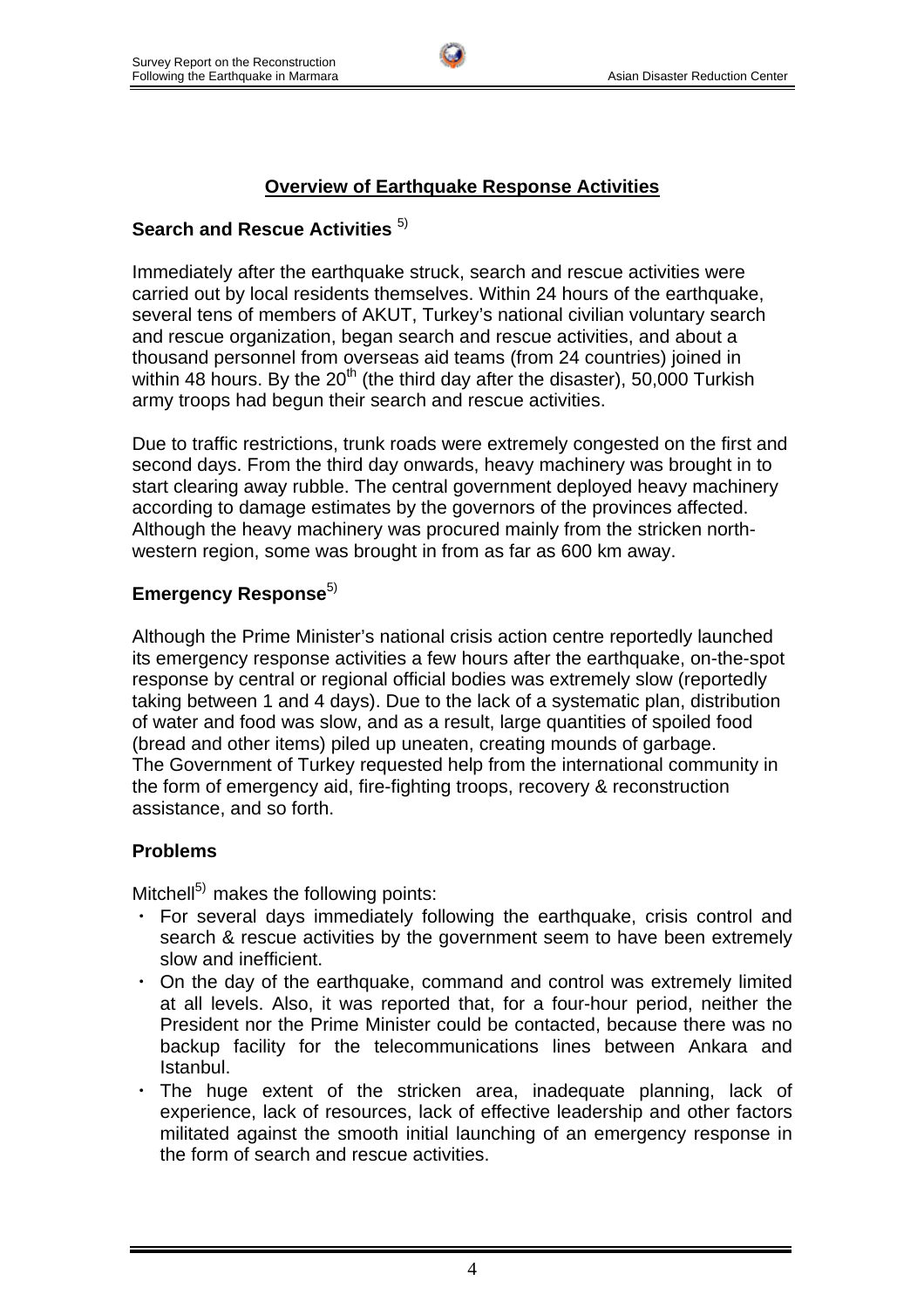## Overview of Earthquake Response Activities

### Search and Rescue Activities [5)]

Immediately after the earthquake struck, search and rescue activities were carried out by local residents themselves. Within 24 hours of the earthquake, several tens of members of AKUT, Turkey's national civilian voluntary search and rescue organization, began search and rescue activities, and about a thousand personnel from overseas aid teams (from 24 countries) joined in within 48 hours. By the 20th (the third day after the disaster), 50,000 Turkish army troops had begun their search and rescue activities.

Due to traffic restrictions, trunk roads were extremely congested on the first and second days. From the third day onwards, heavy machinery was brought in to start clearing away rubble. The central government deployed heavy machinery according to damage estimates by the governors of the provinces affected. Although the heavy machinery was procured mainly from the stricken north-western region, some was brought in from as far as 600 km away.

### Emergency Response[5)]

Although the Prime Minister's national crisis action centre reportedly launched its emergency response activities a few hours after the earthquake, on-the-spot response by central or regional official bodies was extremely slow (reportedly taking between 1 and 4 days). Due to the lack of a systematic plan, distribution of water and food was slow, and as a result, large quantities of spoiled food (bread and other items) piled up uneaten, creating mounds of garbage.
The Government of Turkey requested help from the international community in the form of emergency aid, fire-fighting troops, recovery & reconstruction assistance, and so forth.

### Problems

Mitchell[5)] makes the following points:

- For several days immediately following the earthquake, crisis control and search & rescue activities by the government seem to have been extremely slow and inefficient.
- On the day of the earthquake, command and control was extremely limited at all levels. Also, it was reported that, for a four-hour period, neither the President nor the Prime Minister could be contacted, because there was no backup facility for the telecommunications lines between Ankara and Istanbul.
- The huge extent of the stricken area, inadequate planning, lack of experience, lack of resources, lack of effective leadership and other factors militated against the smooth initial launching of an emergency response in the form of search and rescue activities.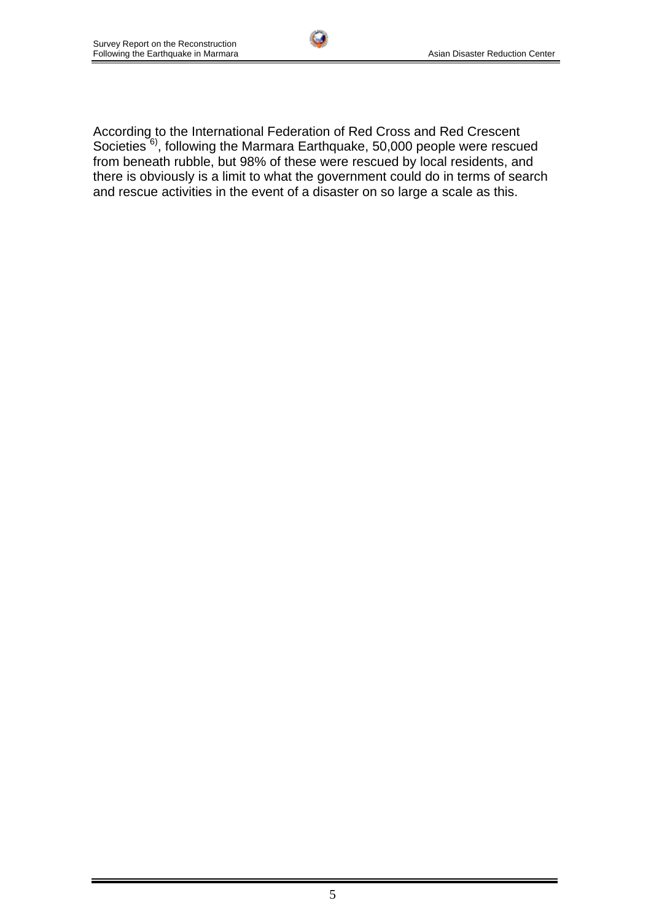According to the International Federation of Red Cross and Red Crescent Societies [6)], following the Marmara Earthquake, 50,000 people were rescued from beneath rubble, but 98% of these were rescued by local residents, and there is obviously is a limit to what the government could do in terms of search and rescue activities in the event of a disaster on so large a scale as this.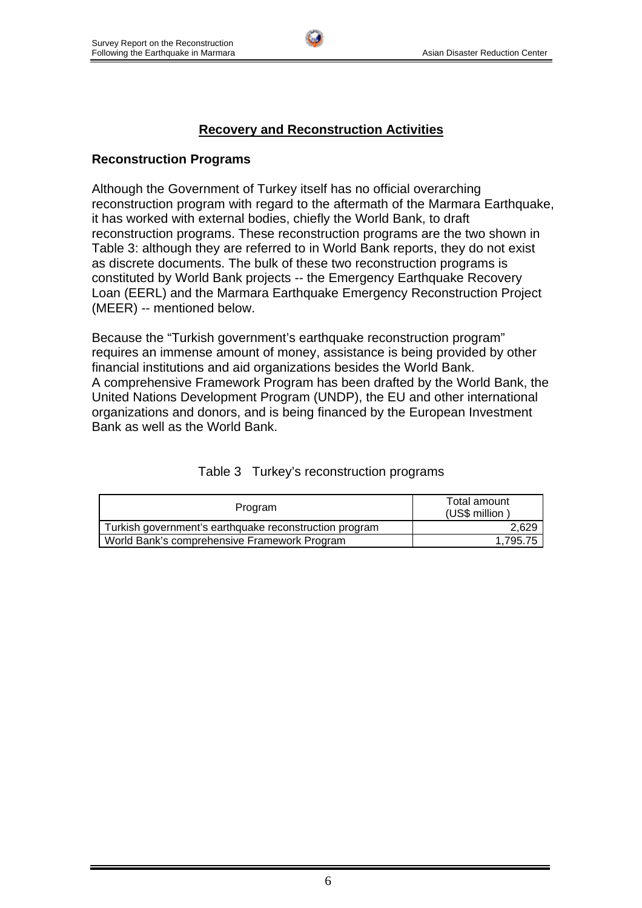## Recovery and Reconstruction Activities

### Reconstruction Programs

Although the Government of Turkey itself has no official overarching reconstruction program with regard to the aftermath of the Marmara Earthquake, it has worked with external bodies, chiefly the World Bank, to draft reconstruction programs. These reconstruction programs are the two shown in Table 3: although they are referred to in World Bank reports, they do not exist as discrete documents. The bulk of these two reconstruction programs is constituted by World Bank projects -- the Emergency Earthquake Recovery Loan (EERL) and the Marmara Earthquake Emergency Reconstruction Project (MEER) -- mentioned below.

Because the "Turkish government's earthquake reconstruction program" requires an immense amount of money, assistance is being provided by other financial institutions and aid organizations besides the World Bank.
A comprehensive Framework Program has been drafted by the World Bank, the United Nations Development Program (UNDP), the EU and other international organizations and donors, and is being financed by the European Investment Bank as well as the World Bank.

Table 3 Turkey's reconstruction programs

| Program | Total amount (US$ million ) |
|---|---|
| Turkish government's earthquake reconstruction program | 2,629 |
| World Bank's comprehensive Framework Program | 1,795.75 |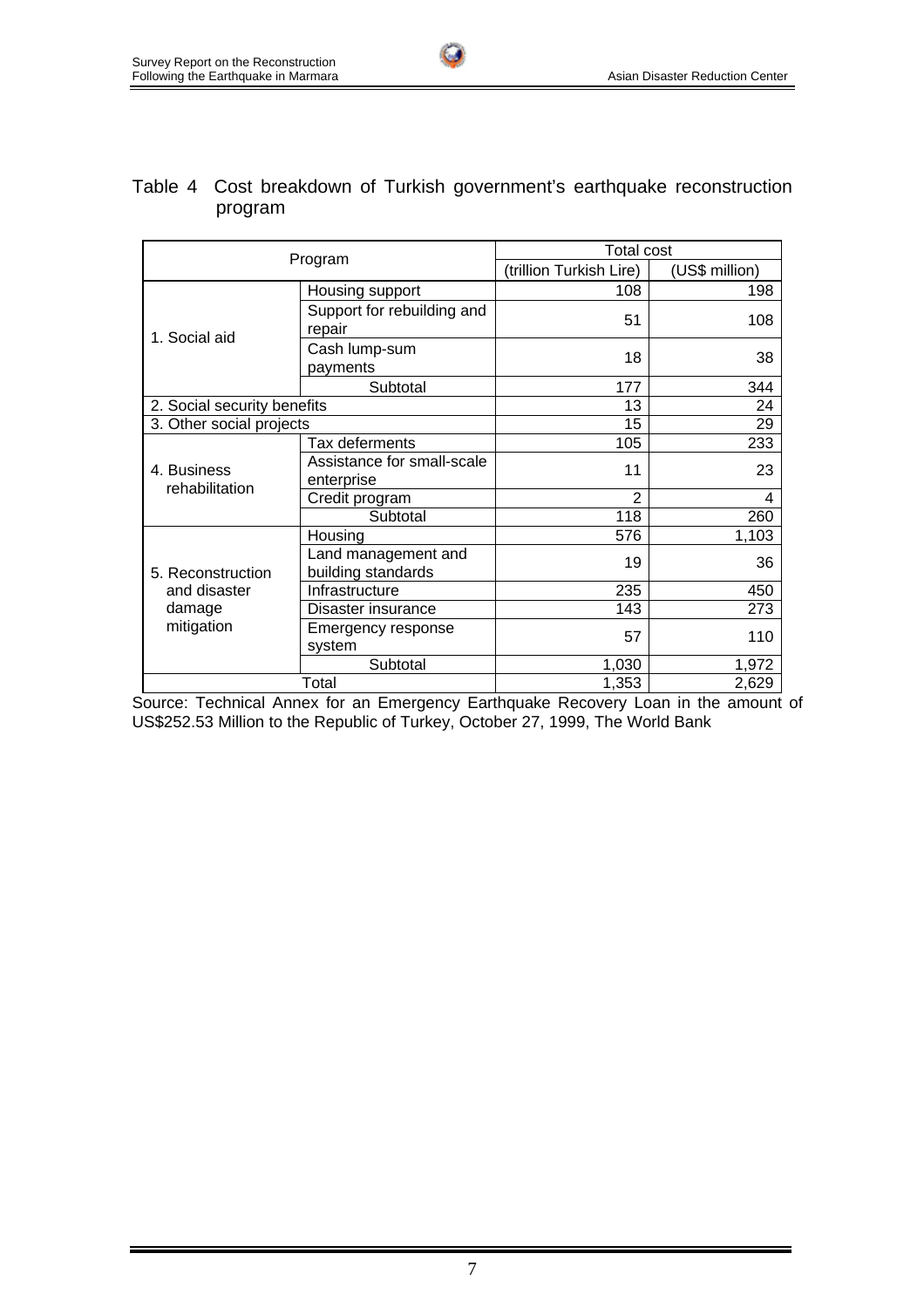Table 4 Cost breakdown of Turkish government's earthquake reconstruction program

| Program | | Total cost | |
|---|---|---|---|
| | | (trillion Turkish Lire) | (US$ million) |
| 1. Social aid | Housing support | 108 | 198 |
| | Support for rebuilding and repair | 51 | 108 |
| | Cash lump-sum payments | 18 | 38 |
| | Subtotal | 177 | 344 |
| 2. Social security benefits | | 13 | 24 |
| 3. Other social projects | | 15 | 29 |
| 4. Business rehabilitation | Tax deferments | 105 | 233 |
| | Assistance for small-scale enterprise | 11 | 23 |
| | Credit program | 2 | 4 |
| | Subtotal | 118 | 260 |
| 5. Reconstruction and disaster damage mitigation | Housing | 576 | 1,103 |
| | Land management and building standards | 19 | 36 |
| | Infrastructure | 235 | 450 |
| | Disaster insurance | 143 | 273 |
| | Emergency response system | 57 | 110 |
| | Subtotal | 1,030 | 1,972 |
| Total | | 1,353 | 2,629 |

Source: Technical Annex for an Emergency Earthquake Recovery Loan in the amount of US$252.53 Million to the Republic of Turkey, October 27, 1999, The World Bank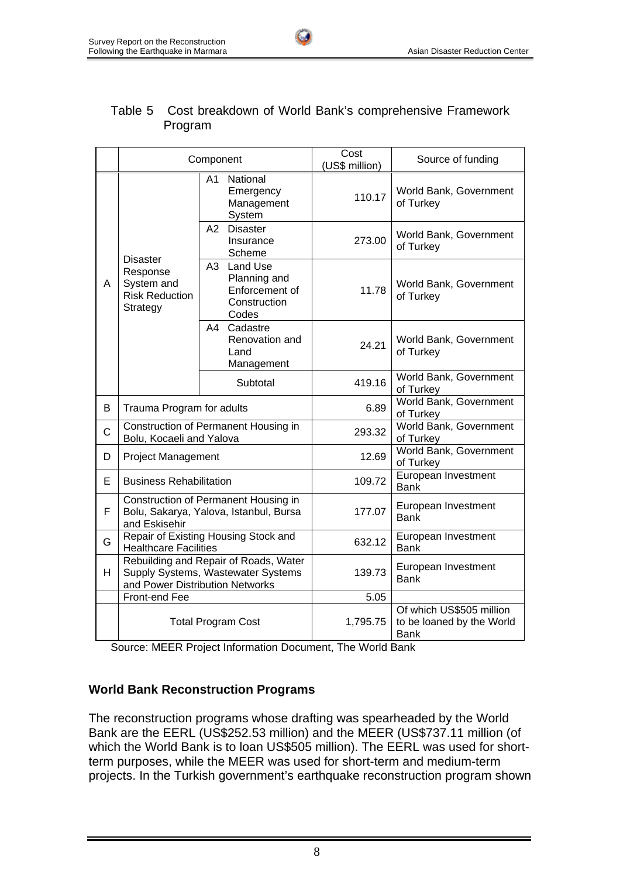Table 5 Cost breakdown of World Bank's comprehensive Framework Program

| | Component | | Cost (US$ million) | Source of funding |
|---|---|---|---|---|
| A | Disaster Response System and Risk Reduction Strategy | A1 National Emergency Management System | 110.17 | World Bank, Government of Turkey |
| | | A2 Disaster Insurance Scheme | 273.00 | World Bank, Government of Turkey |
| | | A3 Land Use Planning and Enforcement of Construction Codes | 11.78 | World Bank, Government of Turkey |
| | | A4 Cadastre Renovation and Land Management | 24.21 | World Bank, Government of Turkey |
| | | Subtotal | 419.16 | World Bank, Government of Turkey |
| B | Trauma Program for adults | | 6.89 | World Bank, Government of Turkey |
| C | Construction of Permanent Housing in Bolu, Kocaeli and Yalova | | 293.32 | World Bank, Government of Turkey |
| D | Project Management | | 12.69 | World Bank, Government of Turkey |
| E | Business Rehabilitation | | 109.72 | European Investment Bank |
| F | Construction of Permanent Housing in Bolu, Sakarya, Yalova, Istanbul, Bursa and Eskisehir | | 177.07 | European Investment Bank |
| G | Repair of Existing Housing Stock and Healthcare Facilities | | 632.12 | European Investment Bank |
| H | Rebuilding and Repair of Roads, Water Supply Systems, Wastewater Systems and Power Distribution Networks | | 139.73 | European Investment Bank |
| | Front-end Fee | | 5.05 | |
| | Total Program Cost | | 1,795.75 | Of which US$505 million to be loaned by the World Bank |

Source: MEER Project Information Document, The World Bank

**World Bank Reconstruction Programs**

The reconstruction programs whose drafting was spearheaded by the World Bank are the EERL (US$252.53 million) and the MEER (US$737.11 million (of which the World Bank is to loan US$505 million). The EERL was used for short-term purposes, while the MEER was used for short-term and medium-term projects. In the Turkish government's earthquake reconstruction program shown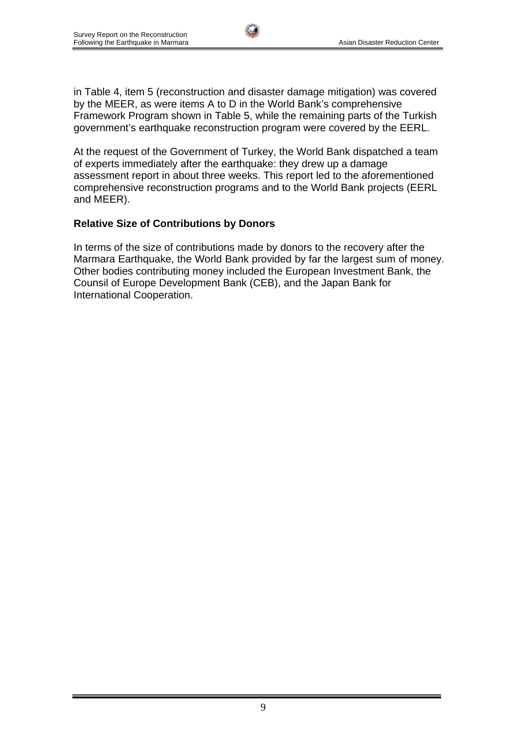in Table 4, item 5 (reconstruction and disaster damage mitigation) was covered by the MEER, as were items A to D in the World Bank's comprehensive Framework Program shown in Table 5, while the remaining parts of the Turkish government's earthquake reconstruction program were covered by the EERL.

At the request of the Government of Turkey, the World Bank dispatched a team of experts immediately after the earthquake: they drew up a damage assessment report in about three weeks. This report led to the aforementioned comprehensive reconstruction programs and to the World Bank projects (EERL and MEER).

**Relative Size of Contributions by Donors**

In terms of the size of contributions made by donors to the recovery after the Marmara Earthquake, the World Bank provided by far the largest sum of money. Other bodies contributing money included the European Investment Bank, the Counsil of Europe Development Bank (CEB), and the Japan Bank for International Cooperation.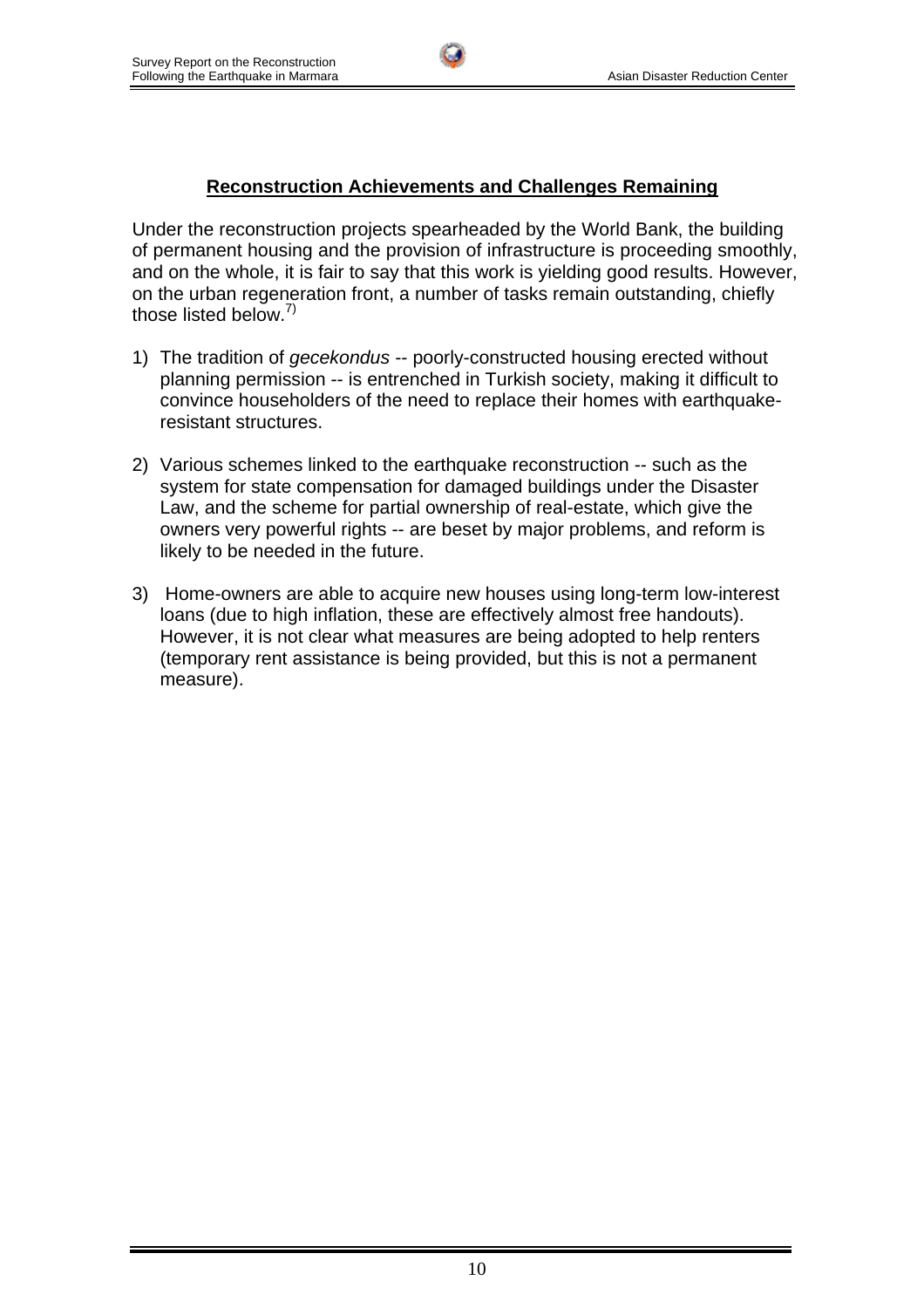## Reconstruction Achievements and Challenges Remaining

Under the reconstruction projects spearheaded by the World Bank, the building of permanent housing and the provision of infrastructure is proceeding smoothly, and on the whole, it is fair to say that this work is yielding good results. However, on the urban regeneration front, a number of tasks remain outstanding, chiefly those listed below.[7)]

1) The tradition of *gecekondus* -- poorly-constructed housing erected without planning permission -- is entrenched in Turkish society, making it difficult to convince householders of the need to replace their homes with earthquake-resistant structures.

2) Various schemes linked to the earthquake reconstruction -- such as the system for state compensation for damaged buildings under the Disaster Law, and the scheme for partial ownership of real-estate, which give the owners very powerful rights -- are beset by major problems, and reform is likely to be needed in the future.

3) Home-owners are able to acquire new houses using long-term low-interest loans (due to high inflation, these are effectively almost free handouts). However, it is not clear what measures are being adopted to help renters (temporary rent assistance is being provided, but this is not a permanent measure).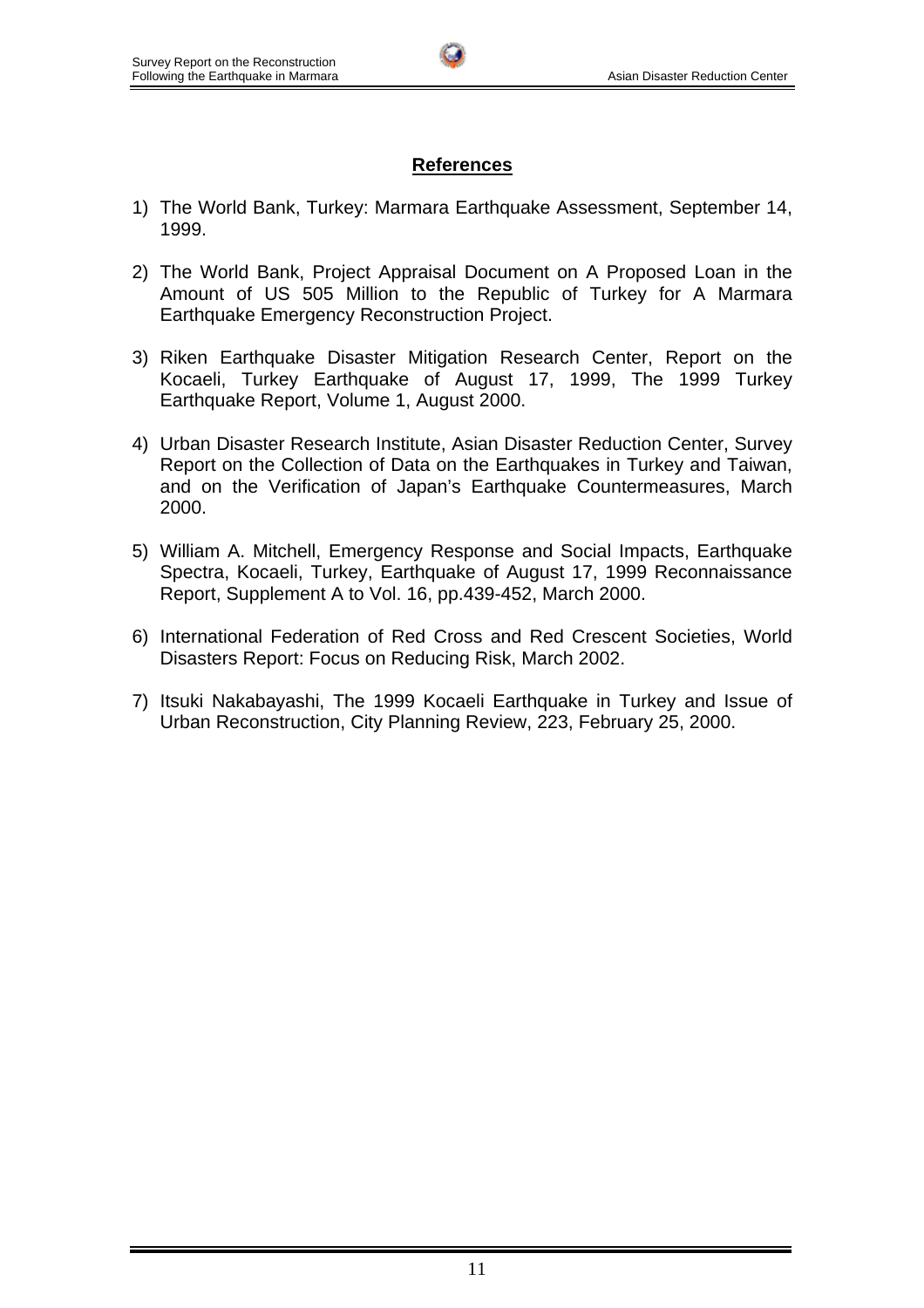## References

1) The World Bank, Turkey: Marmara Earthquake Assessment, September 14, 1999.

2) The World Bank, Project Appraisal Document on A Proposed Loan in the Amount of US 505 Million to the Republic of Turkey for A Marmara Earthquake Emergency Reconstruction Project.

3) Riken Earthquake Disaster Mitigation Research Center, Report on the Kocaeli, Turkey Earthquake of August 17, 1999, The 1999 Turkey Earthquake Report, Volume 1, August 2000.

4) Urban Disaster Research Institute, Asian Disaster Reduction Center, Survey Report on the Collection of Data on the Earthquakes in Turkey and Taiwan, and on the Verification of Japan's Earthquake Countermeasures, March 2000.

5) William A. Mitchell, Emergency Response and Social Impacts, Earthquake Spectra, Kocaeli, Turkey, Earthquake of August 17, 1999 Reconnaissance Report, Supplement A to Vol. 16, pp.439-452, March 2000.

6) International Federation of Red Cross and Red Crescent Societies, World Disasters Report: Focus on Reducing Risk, March 2002.

7) Itsuki Nakabayashi, The 1999 Kocaeli Earthquake in Turkey and Issue of Urban Reconstruction, City Planning Review, 223, February 25, 2000.